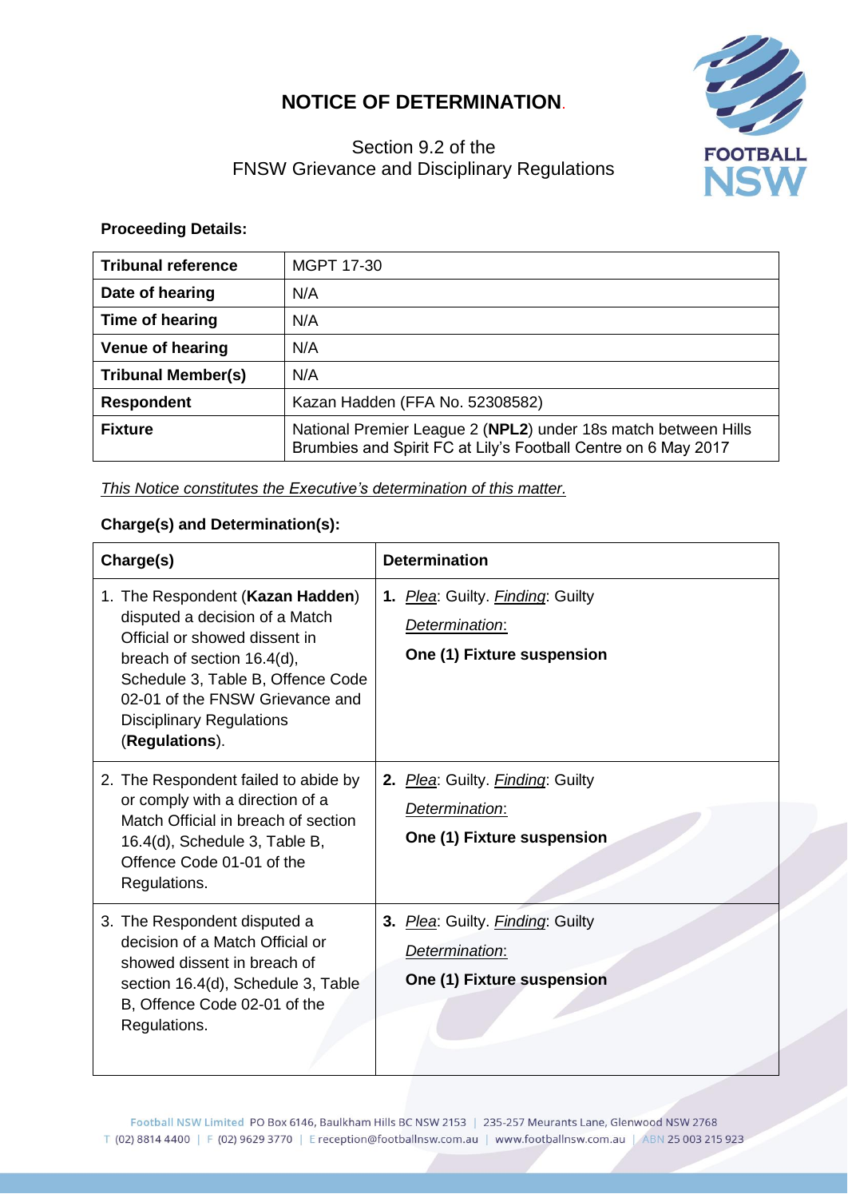# NOTICE OF DETERMINATION.

Section 9.2 of the
FNSW Grievance and Disciplinary Regulations

**Proceeding Details:**

| **Tribunal reference** | MGPT 17-30 |
|---|---|
| **Date of hearing** | N/A |
| **Time of hearing** | N/A |
| **Venue of hearing** | N/A |
| **Tribunal Member(s)** | N/A |
| **Respondent** | Kazan Hadden (FFA No. 52308582) |
| **Fixture** | National Premier League 2 (**NPL2**) under 18s match between Hills Brumbies and Spirit FC at Lily's Football Centre on 6 May 2017 |

*This Notice constitutes the Executive's determination of this matter.*

**Charge(s) and Determination(s):**

| **Charge(s)** | **Determination** |
|---|---|
| 1. The Respondent (**Kazan Hadden**) disputed a decision of a Match Official or showed dissent in breach of section 16.4(d), Schedule 3, Table B, Offence Code 02-01 of the FNSW Grievance and Disciplinary Regulations (**Regulations**). | **1.** *Plea*: Guilty. *Finding*: Guilty<br>*Determination*:<br>**One (1) Fixture suspension** |
| 2. The Respondent failed to abide by or comply with a direction of a Match Official in breach of section 16.4(d), Schedule 3, Table B, Offence Code 01-01 of the Regulations. | **2.** *Plea*: Guilty. *Finding*: Guilty<br>*Determination*:<br>**One (1) Fixture suspension** |
| 3. The Respondent disputed a decision of a Match Official or showed dissent in breach of section 16.4(d), Schedule 3, Table B, Offence Code 02-01 of the Regulations. | **3.** *Plea*: Guilty. *Finding*: Guilty<br>*Determination*:<br>**One (1) Fixture suspension** |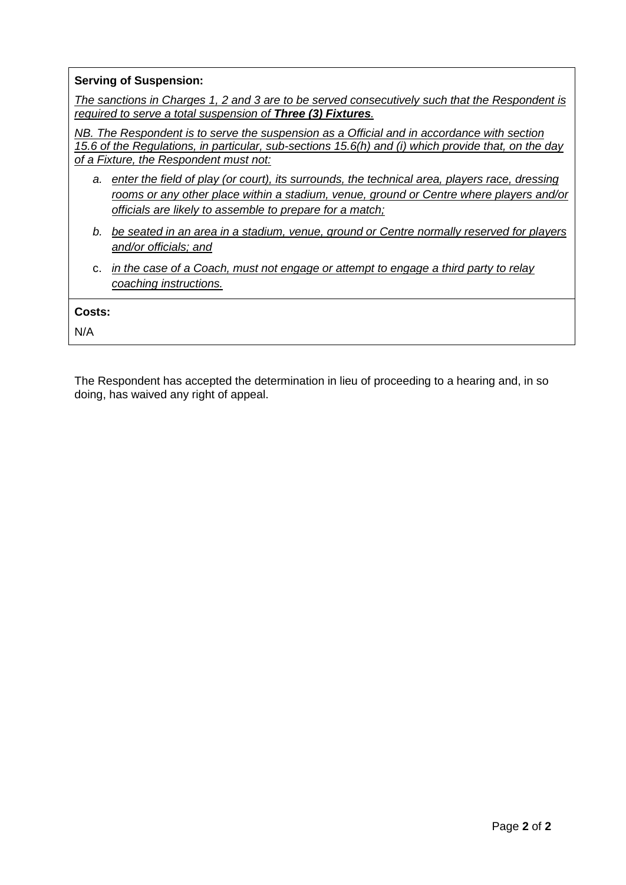**Serving of Suspension:**

*The sanctions in Charges 1, 2 and 3 are to be served consecutively such that the Respondent is required to serve a total suspension of **Three (3) Fixtures**.*

*NB. The Respondent is to serve the suspension as a Official and in accordance with section 15.6 of the Regulations, in particular, sub-sections 15.6(h) and (i) which provide that, on the day of a Fixture, the Respondent must not:*

a. *enter the field of play (or court), its surrounds, the technical area, players race, dressing rooms or any other place within a stadium, venue, ground or Centre where players and/or officials are likely to assemble to prepare for a match;*

b. *be seated in an area in a stadium, venue, ground or Centre normally reserved for players and/or officials; and*

c. *in the case of a Coach, must not engage or attempt to engage a third party to relay coaching instructions.*

**Costs:**

N/A

The Respondent has accepted the determination in lieu of proceeding to a hearing and, in so doing, has waived any right of appeal.